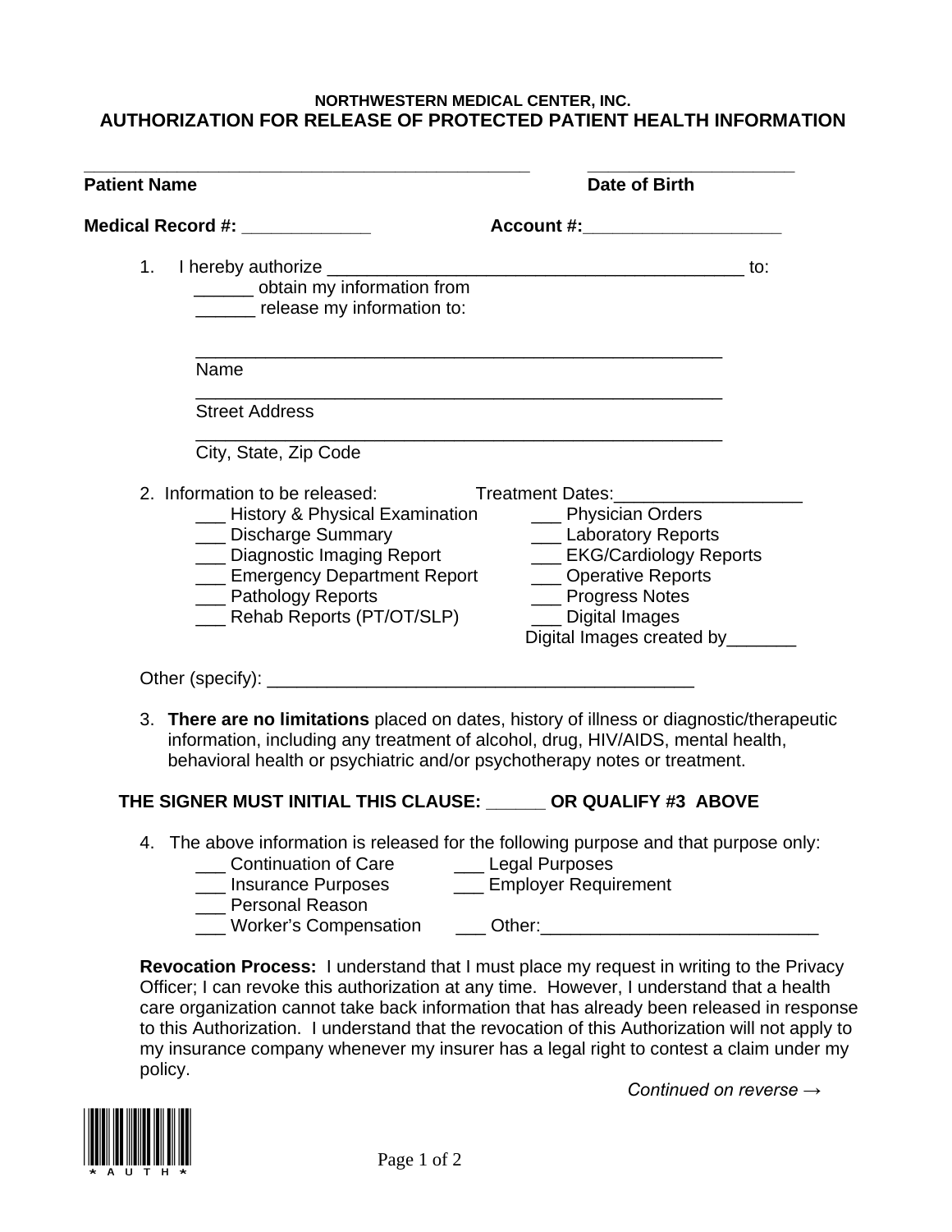**NORTHWESTERN MEDICAL CENTER, INC.**

# AUTHORIZATION FOR RELEASE OF PROTECTED PATIENT HEALTH INFORMATION

_____________________________________________ ____________________

**Patient Name** **Date of Birth**

**Medical Record #:** _____________ **Account #:**____________________

1. I hereby authorize ___________________________________________ to:
   ______ obtain my information from
   ______ release my information to:

   ______________________________________________________
   Name
   ______________________________________________________
   Street Address
   ______________________________________________________
   City, State, Zip Code

2. Information to be released: Treatment Dates:___________________
   ___ History & Physical Examination
   ___ Discharge Summary
   ___ Diagnostic Imaging Report
   ___ Emergency Department Report
   ___ Pathology Reports
   ___ Rehab Reports (PT/OT/SLP)
   ___ Physician Orders
   ___ Laboratory Reports
   ___ EKG/Cardiology Reports
   ___ Operative Reports
   ___ Progress Notes
   ___ Digital Images
   Digital Images created by_______

Other (specify): ____________________________________________

3. **There are no limitations** placed on dates, history of illness or diagnostic/therapeutic information, including any treatment of alcohol, drug, HIV/AIDS, mental health, behavioral health or psychiatric and/or psychotherapy notes or treatment.

**THE SIGNER MUST INITIAL THIS CLAUSE: ______ OR QUALIFY #3 ABOVE**

4. The above information is released for the following purpose and that purpose only:
   ___ Continuation of Care
   ___ Insurance Purposes
   ___ Personal Reason
   ___ Worker's Compensation
   ___ Legal Purposes
   ___ Employer Requirement
   ___ Other:____________________________

**Revocation Process:** I understand that I must place my request in writing to the Privacy Officer; I can revoke this authorization at any time. However, I understand that a health care organization cannot take back information that has already been released in response to this Authorization. I understand that the revocation of this Authorization will not apply to my insurance company whenever my insurer has a legal right to contest a claim under my policy.

*Continued on reverse →*

\*AUTH\*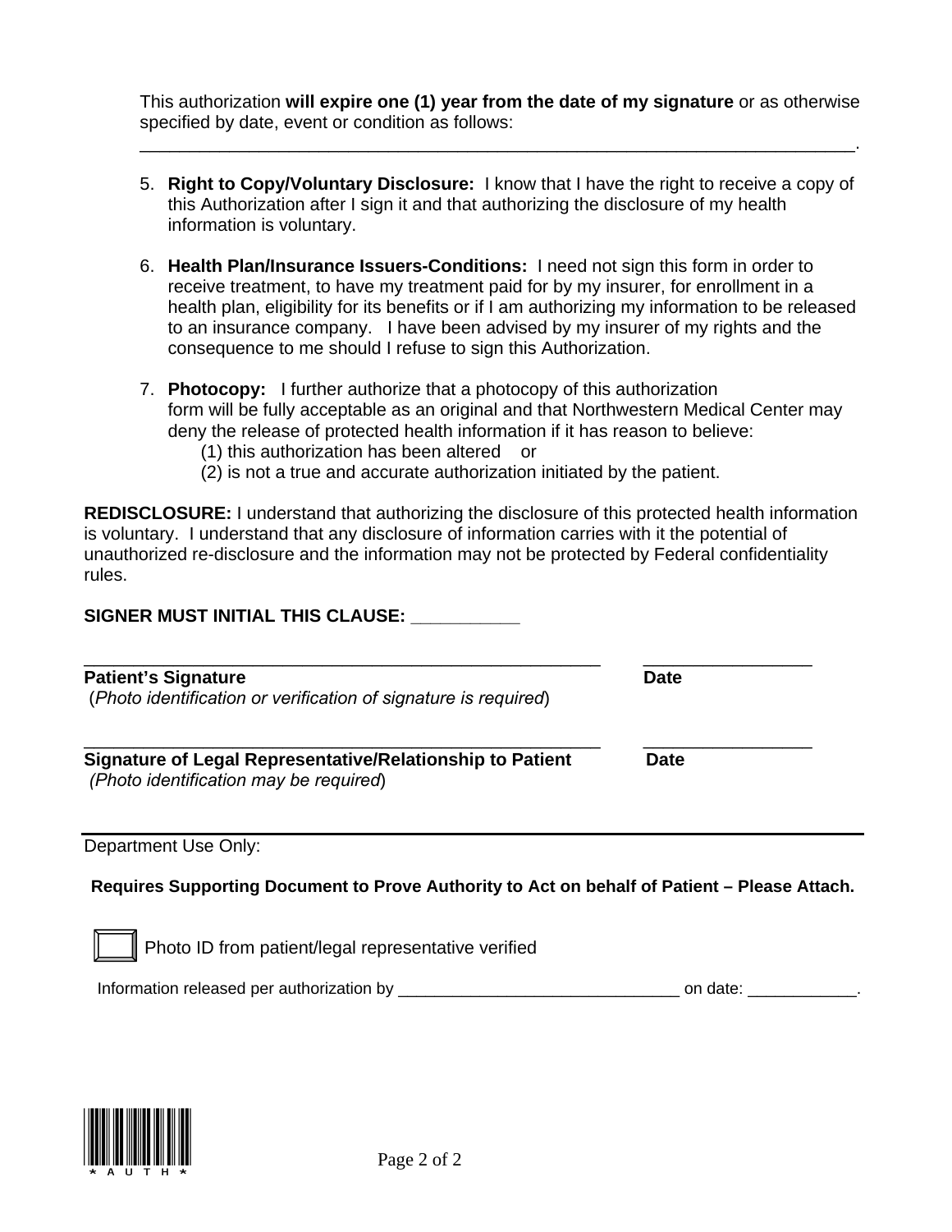This authorization **will expire one (1) year from the date of my signature** or as otherwise specified by date, event or condition as follows: ______________________________________________________________________________.

5. **Right to Copy/Voluntary Disclosure:** I know that I have the right to receive a copy of this Authorization after I sign it and that authorizing the disclosure of my health information is voluntary.

6. **Health Plan/Insurance Issuers-Conditions:** I need not sign this form in order to receive treatment, to have my treatment paid for by my insurer, for enrollment in a health plan, eligibility for its benefits or if I am authorizing my information to be released to an insurance company. I have been advised by my insurer of my rights and the consequence to me should I refuse to sign this Authorization.

7. **Photocopy:** I further authorize that a photocopy of this authorization form will be fully acceptable as an original and that Northwestern Medical Center may deny the release of protected health information if it has reason to believe:
   (1) this authorization has been altered or
   (2) is not a true and accurate authorization initiated by the patient.

**REDISCLOSURE:** I understand that authorizing the disclosure of this protected health information is voluntary. I understand that any disclosure of information carries with it the potential of unauthorized re-disclosure and the information may not be protected by Federal confidentiality rules.

**SIGNER MUST INITIAL THIS CLAUSE: ___________**

_______________________________________________________ _________________
**Patient's Signature** **Date**
(*Photo identification or verification of signature is required*)

_______________________________________________________ _________________
**Signature of Legal Representative/Relationship to Patient** **Date**
(*Photo identification may be required*)

---

Department Use Only:

**Requires Supporting Document to Prove Authority to Act on behalf of Patient – Please Attach.**

☐ Photo ID from patient/legal representative verified

Information released per authorization by _______________________________ on date: ____________.

*AUTH*